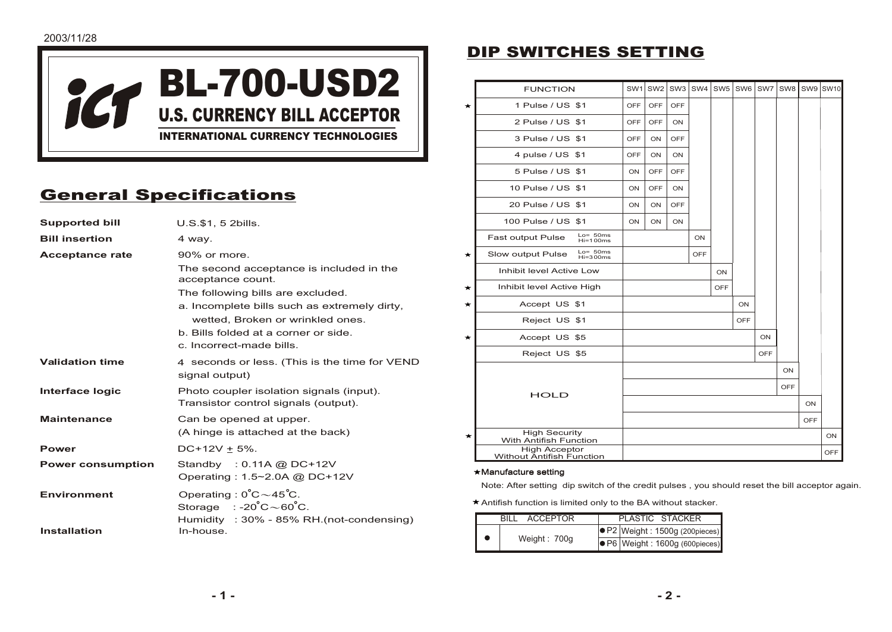2003/11/28

# BL-700-USD2

## U.S. CURRENCY BILL ACCEPTOR

**INTERNATIONAL CURRENCY TECHNOLOGIES**

## General Specifications

| | |
|---|---|
| **Supported bill** | U.S.$1, 5 2bills. |
| **Bill insertion** | 4 way. |
| **Acceptance rate** | 90% or more.<br>The second acceptance is included in the acceptance count.<br>The following bills are excluded.<br>a. Incomplete bills such as extremely dirty, wetted, Broken or wrinkled ones.<br>b. Bills folded at a corner or side.<br>c. Incorrect-made bills. |
| **Validation time** | 4 seconds or less. (This is the time for VEND signal output) |
| **Interface logic** | Photo coupler isolation signals (input).<br>Transistor control signals (output). |
| **Maintenance** | Can be opened at upper.<br>(A hinge is attached at the back) |
| **Power** | DC+12V ± 5%. |
| **Power consumption** | Standby : 0.11A @ DC+12V<br>Operating : 1.5~2.0A @ DC+12V |
| **Environment** | Operating : 0˚C～45˚C.<br>Storage : -20˚C～60˚C.<br>Humidity : 30% - 85% RH.(not-condensing) |
| **Installation** | In-house. |

## DIP SWITCHES SETTING

| | FUNCTION | SW1 | SW2 | SW3 | SW4 | SW5 | SW6 | SW7 | SW8 | SW9 | SW10 |
|---|---|---|---|---|---|---|---|---|---|---|---|
| ★ | 1 Pulse / US $1 | OFF | OFF | OFF | | | | | | | |
| | 2 Pulse / US $1 | OFF | OFF | ON | | | | | | | |
| | 3 Pulse / US $1 | OFF | ON | OFF | | | | | | | |
| | 4 pulse / US $1 | OFF | ON | ON | | | | | | | |
| | 5 Pulse / US $1 | ON | OFF | OFF | | | | | | | |
| | 10 Pulse / US $1 | ON | OFF | ON | | | | | | | |
| | 20 Pulse / US $1 | ON | ON | OFF | | | | | | | |
| | 100 Pulse / US $1 | ON | ON | ON | | | | | | | |
| | Fast output Pulse (Lo= 50ms Hi=100ms) | | | | ON | | | | | | |
| ★ | Slow output Pulse (Lo= 50ms Hi=300ms) | | | | OFF | | | | | | |
| | Inhibit level Active Low | | | | | ON | | | | | |
| ★ | Inhibit level Active High | | | | | OFF | | | | | |
| ★ | Accept US $1 | | | | | | ON | | | | |
| | Reject US $1 | | | | | | OFF | | | | |
| ★ | Accept US $5 | | | | | | | ON | | | |
| | Reject US $5 | | | | | | | OFF | | | |
| | HOLD | | | | | | | | ON | | |
| | | | | | | | | | OFF | | |
| | | | | | | | | | | ON | |
| | | | | | | | | | | OFF | |
| ★ | High Security With Antifish Function | | | | | | | | | | ON |
| | High Acceptor Without Antifish Function | | | | | | | | | | OFF |

★Manufacture setting

Note: After setting dip switch of the credit pulses , you should reset the bill acceptor again.

★Antifish function is limited only to the BA without stacker.

| BILL ACCEPTOR | | PLASTIC STACKER | |
|---|---|---|---|
| ● | Weight : 700g | ● P2 | Weight : 1500g (200pieces) |
| | | ● P6 | Weight : 1600g (600pieces) |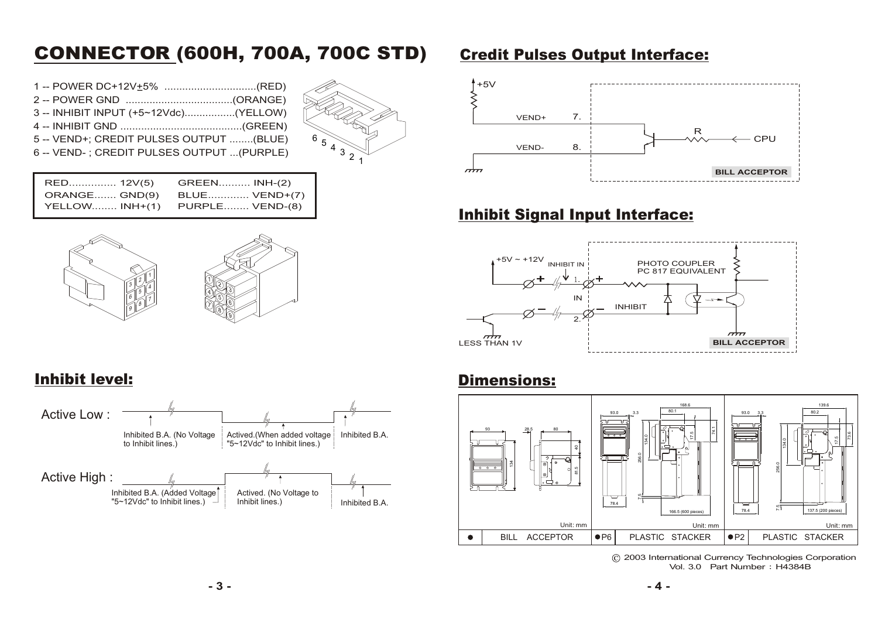# CONNECTOR (600H, 700A, 700C STD)

1 -- POWER DC+12V±5% ...............................(RED)
2 -- POWER GND ....................................(ORANGE)
3 -- INHIBIT INPUT (+5~12Vdc).................(YELLOW)
4 -- INHIBIT GND .........................................(GREEN)
5 -- VEND+; CREDIT PULSES OUTPUT ........(BLUE)
6 -- VEND- ; CREDIT PULSES OUTPUT ...(PURPLE)

| | |
|---|---|
| RED............... 12V(5) | GREEN.......... INH-(2) |
| ORANGE....... GND(9) | BLUE............. VEND+(7) |
| YELLOW........ INH+(1) | PURPLE........ VEND-(8) |

## Inhibit level:

Active Low :
Inhibited B.A. (No Voltage to Inhibit lines.)
Actived.(When added voltage "5~12Vdc" to Inhibit lines.)
Inhibited B.A.

Active High :
Inhibited B.A. (Added Voltage "5~12Vdc" to Inhibit lines.)
Actived. (No Voltage to Inhibit lines.)
Inhibited B.A.

## Credit Pulses Output Interface:

+5V
VEND+ 7.
VEND- 8.
R
CPU
BILL ACCEPTOR

## Inhibit Signal Input Interface:

+5V ~ +12V
INHIBIT IN
1.
IN
2.
INHIBIT
PHOTO COUPLER
PC 817 EQUIVALENT
LESS THAN 1V
BILL ACCEPTOR

## Dimensions:

Unit: mm

| | | | | | |
|---|---|---|---|---|---|
| ● | BILL ACCEPTOR | ●P6 | PLASTIC STACKER | ●P2 | PLASTIC STACKER |

© 2003 International Currency Technologies Corporation
Vol. 3.0 Part Number : H4384B